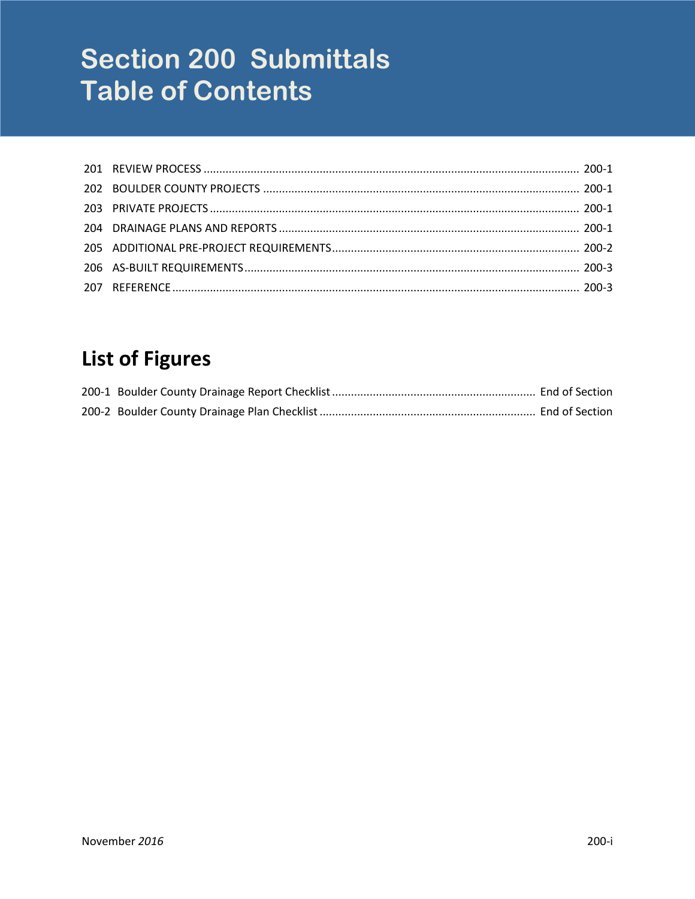# Section 200 Submittals
# Table of Contents

| | | |
|---|---|---|
| 201 | REVIEW PROCESS | 200-1 |
| 202 | BOULDER COUNTY PROJECTS | 200-1 |
| 203 | PRIVATE PROJECTS | 200-1 |
| 204 | DRAINAGE PLANS AND REPORTS | 200-1 |
| 205 | ADDITIONAL PRE-PROJECT REQUIREMENTS | 200-2 |
| 206 | AS-BUILT REQUIREMENTS | 200-3 |
| 207 | REFERENCE | 200-3 |

## List of Figures

| | | |
|---|---|---|
| 200-1 | Boulder County Drainage Report Checklist | End of Section |
| 200-2 | Boulder County Drainage Plan Checklist | End of Section |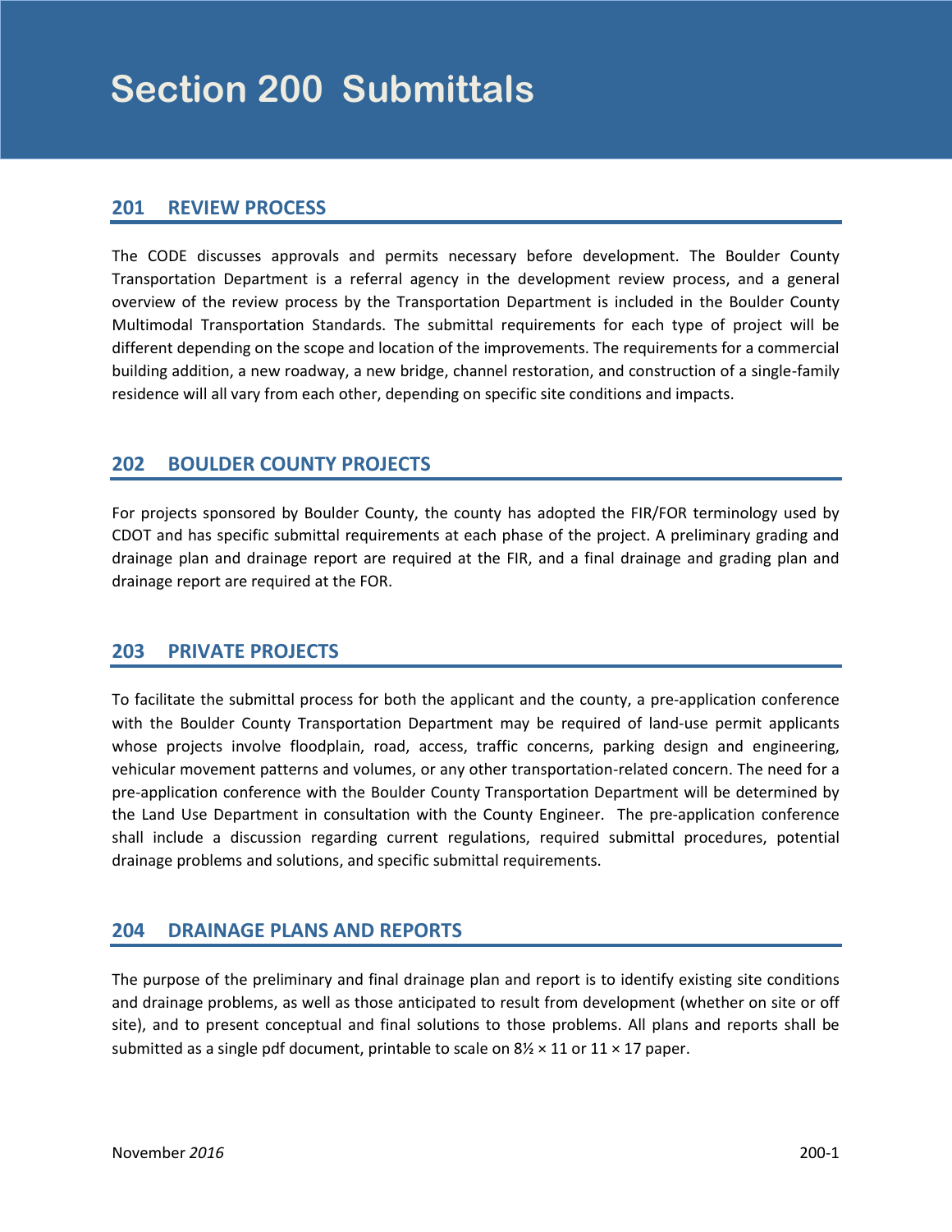# Section 200 Submittals

## 201 REVIEW PROCESS

The CODE discusses approvals and permits necessary before development. The Boulder County Transportation Department is a referral agency in the development review process, and a general overview of the review process by the Transportation Department is included in the Boulder County Multimodal Transportation Standards. The submittal requirements for each type of project will be different depending on the scope and location of the improvements. The requirements for a commercial building addition, a new roadway, a new bridge, channel restoration, and construction of a single-family residence will all vary from each other, depending on specific site conditions and impacts.

## 202 BOULDER COUNTY PROJECTS

For projects sponsored by Boulder County, the county has adopted the FIR/FOR terminology used by CDOT and has specific submittal requirements at each phase of the project. A preliminary grading and drainage plan and drainage report are required at the FIR, and a final drainage and grading plan and drainage report are required at the FOR.

## 203 PRIVATE PROJECTS

To facilitate the submittal process for both the applicant and the county, a pre-application conference with the Boulder County Transportation Department may be required of land-use permit applicants whose projects involve floodplain, road, access, traffic concerns, parking design and engineering, vehicular movement patterns and volumes, or any other transportation-related concern. The need for a pre-application conference with the Boulder County Transportation Department will be determined by the Land Use Department in consultation with the County Engineer. The pre-application conference shall include a discussion regarding current regulations, required submittal procedures, potential drainage problems and solutions, and specific submittal requirements.

## 204 DRAINAGE PLANS AND REPORTS

The purpose of the preliminary and final drainage plan and report is to identify existing site conditions and drainage problems, as well as those anticipated to result from development (whether on site or off site), and to present conceptual and final solutions to those problems. All plans and reports shall be submitted as a single pdf document, printable to scale on 8½ × 11 or 11 × 17 paper.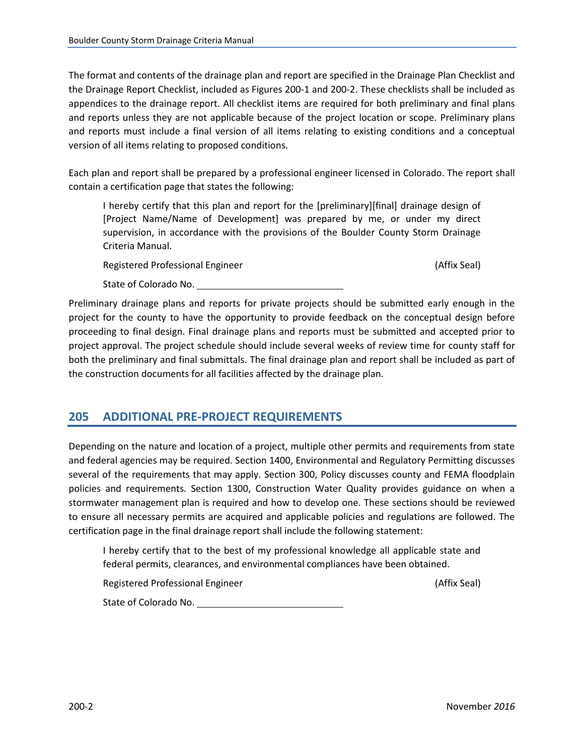The format and contents of the drainage plan and report are specified in the Drainage Plan Checklist and the Drainage Report Checklist, included as Figures 200-1 and 200-2. These checklists shall be included as appendices to the drainage report. All checklist items are required for both preliminary and final plans and reports unless they are not applicable because of the project location or scope. Preliminary plans and reports must include a final version of all items relating to existing conditions and a conceptual version of all items relating to proposed conditions.

Each plan and report shall be prepared by a professional engineer licensed in Colorado. The report shall contain a certification page that states the following:

> I hereby certify that this plan and report for the [preliminary][final] drainage design of [Project Name/Name of Development] was prepared by me, or under my direct supervision, in accordance with the provisions of the Boulder County Storm Drainage Criteria Manual.
>
> Registered Professional Engineer (Affix Seal)
>
> State of Colorado No. \_\_\_\_\_\_\_\_\_\_\_\_\_\_\_\_\_\_\_\_\_\_\_\_\_\_

Preliminary drainage plans and reports for private projects should be submitted early enough in the project for the county to have the opportunity to provide feedback on the conceptual design before proceeding to final design. Final drainage plans and reports must be submitted and accepted prior to project approval. The project schedule should include several weeks of review time for county staff for both the preliminary and final submittals. The final drainage plan and report shall be included as part of the construction documents for all facilities affected by the drainage plan.

## 205 ADDITIONAL PRE-PROJECT REQUIREMENTS

Depending on the nature and location of a project, multiple other permits and requirements from state and federal agencies may be required. Section 1400, Environmental and Regulatory Permitting discusses several of the requirements that may apply. Section 300, Policy discusses county and FEMA floodplain policies and requirements. Section 1300, Construction Water Quality provides guidance on when a stormwater management plan is required and how to develop one. These sections should be reviewed to ensure all necessary permits are acquired and applicable policies and regulations are followed. The certification page in the final drainage report shall include the following statement:

> I hereby certify that to the best of my professional knowledge all applicable state and federal permits, clearances, and environmental compliances have been obtained.
>
> Registered Professional Engineer (Affix Seal)
>
> State of Colorado No. \_\_\_\_\_\_\_\_\_\_\_\_\_\_\_\_\_\_\_\_\_\_\_\_\_\_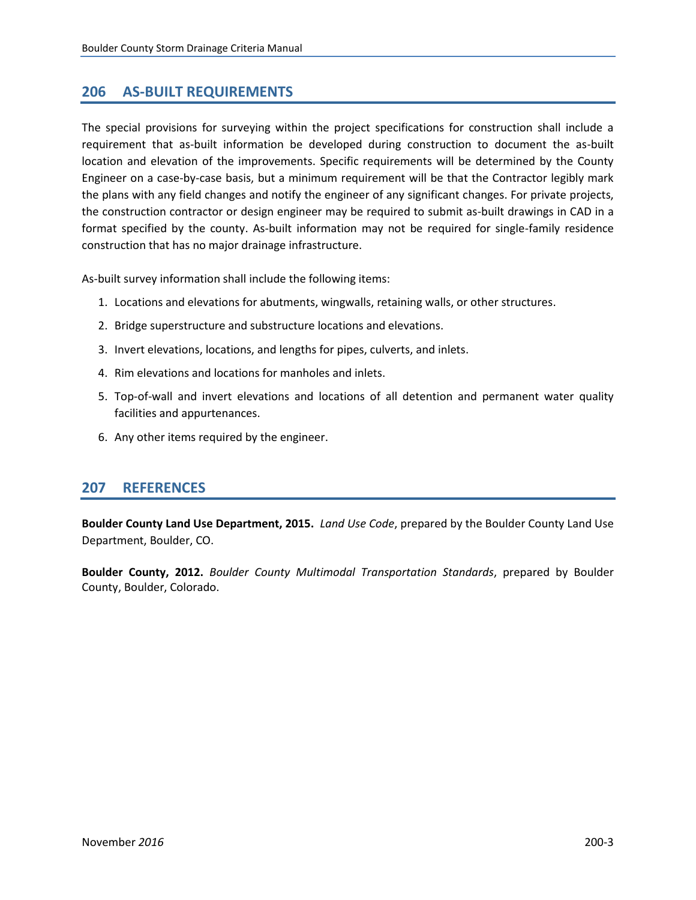## 206 AS-BUILT REQUIREMENTS

The special provisions for surveying within the project specifications for construction shall include a requirement that as-built information be developed during construction to document the as-built location and elevation of the improvements. Specific requirements will be determined by the County Engineer on a case-by-case basis, but a minimum requirement will be that the Contractor legibly mark the plans with any field changes and notify the engineer of any significant changes. For private projects, the construction contractor or design engineer may be required to submit as-built drawings in CAD in a format specified by the county. As-built information may not be required for single-family residence construction that has no major drainage infrastructure.

As-built survey information shall include the following items:

1. Locations and elevations for abutments, wingwalls, retaining walls, or other structures.
2. Bridge superstructure and substructure locations and elevations.
3. Invert elevations, locations, and lengths for pipes, culverts, and inlets.
4. Rim elevations and locations for manholes and inlets.
5. Top-of-wall and invert elevations and locations of all detention and permanent water quality facilities and appurtenances.
6. Any other items required by the engineer.

## 207 REFERENCES

**Boulder County Land Use Department, 2015.** *Land Use Code*, prepared by the Boulder County Land Use Department, Boulder, CO.

**Boulder County, 2012.** *Boulder County Multimodal Transportation Standards*, prepared by Boulder County, Boulder, Colorado.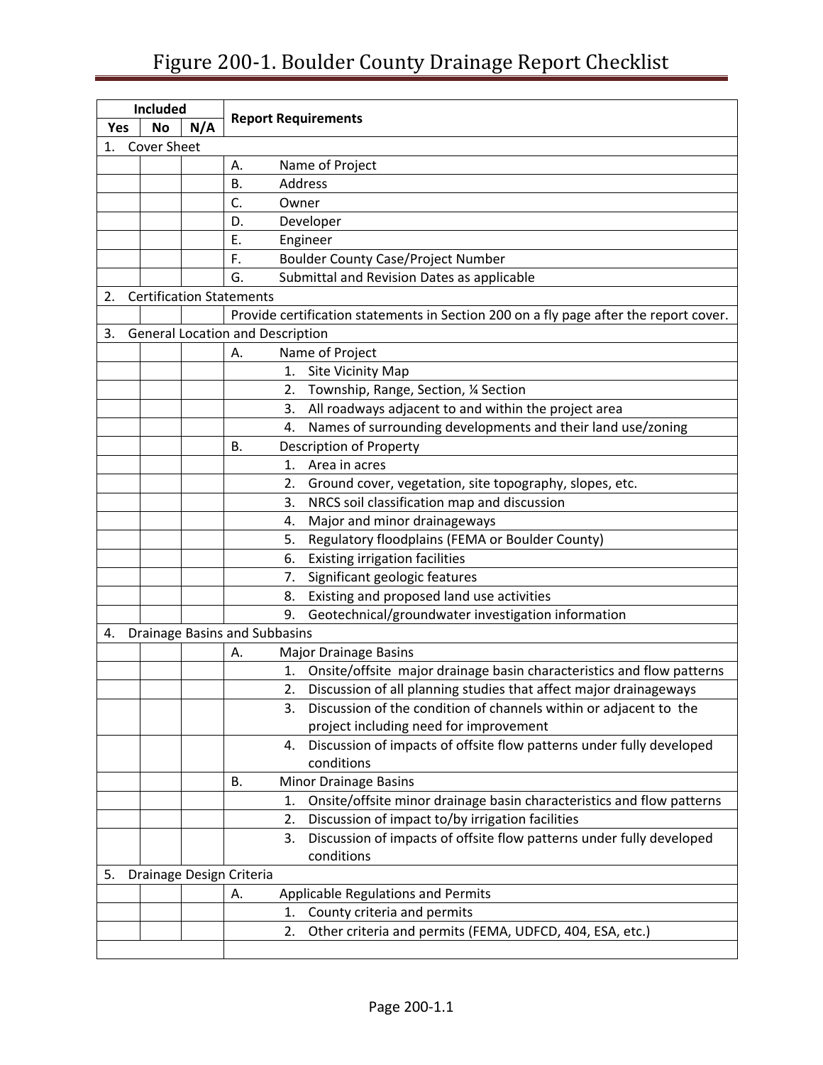# Figure 200-1. Boulder County Drainage Report Checklist

| Included | | | Report Requirements |
|---|---|---|---|
| Yes | No | N/A | |
| 1. Cover Sheet | | | |
| | | | A. Name of Project |
| | | | B. Address |
| | | | C. Owner |
| | | | D. Developer |
| | | | E. Engineer |
| | | | F. Boulder County Case/Project Number |
| | | | G. Submittal and Revision Dates as applicable |
| 2. Certification Statements | | | |
| | | | Provide certification statements in Section 200 on a fly page after the report cover. |
| 3. General Location and Description | | | |
| | | | A. Name of Project |
| | | | 1. Site Vicinity Map |
| | | | 2. Township, Range, Section, ¼ Section |
| | | | 3. All roadways adjacent to and within the project area |
| | | | 4. Names of surrounding developments and their land use/zoning |
| | | | B. Description of Property |
| | | | 1. Area in acres |
| | | | 2. Ground cover, vegetation, site topography, slopes, etc. |
| | | | 3. NRCS soil classification map and discussion |
| | | | 4. Major and minor drainageways |
| | | | 5. Regulatory floodplains (FEMA or Boulder County) |
| | | | 6. Existing irrigation facilities |
| | | | 7. Significant geologic features |
| | | | 8. Existing and proposed land use activities |
| | | | 9. Geotechnical/groundwater investigation information |
| 4. Drainage Basins and Subbasins | | | |
| | | | A. Major Drainage Basins |
| | | | 1. Onsite/offsite major drainage basin characteristics and flow patterns |
| | | | 2. Discussion of all planning studies that affect major drainageways |
| | | | 3. Discussion of the condition of channels within or adjacent to the project including need for improvement |
| | | | 4. Discussion of impacts of offsite flow patterns under fully developed conditions |
| | | | B. Minor Drainage Basins |
| | | | 1. Onsite/offsite minor drainage basin characteristics and flow patterns |
| | | | 2. Discussion of impact to/by irrigation facilities |
| | | | 3. Discussion of impacts of offsite flow patterns under fully developed conditions |
| 5. Drainage Design Criteria | | | |
| | | | A. Applicable Regulations and Permits |
| | | | 1. County criteria and permits |
| | | | 2. Other criteria and permits (FEMA, UDFCD, 404, ESA, etc.) |
| | | | |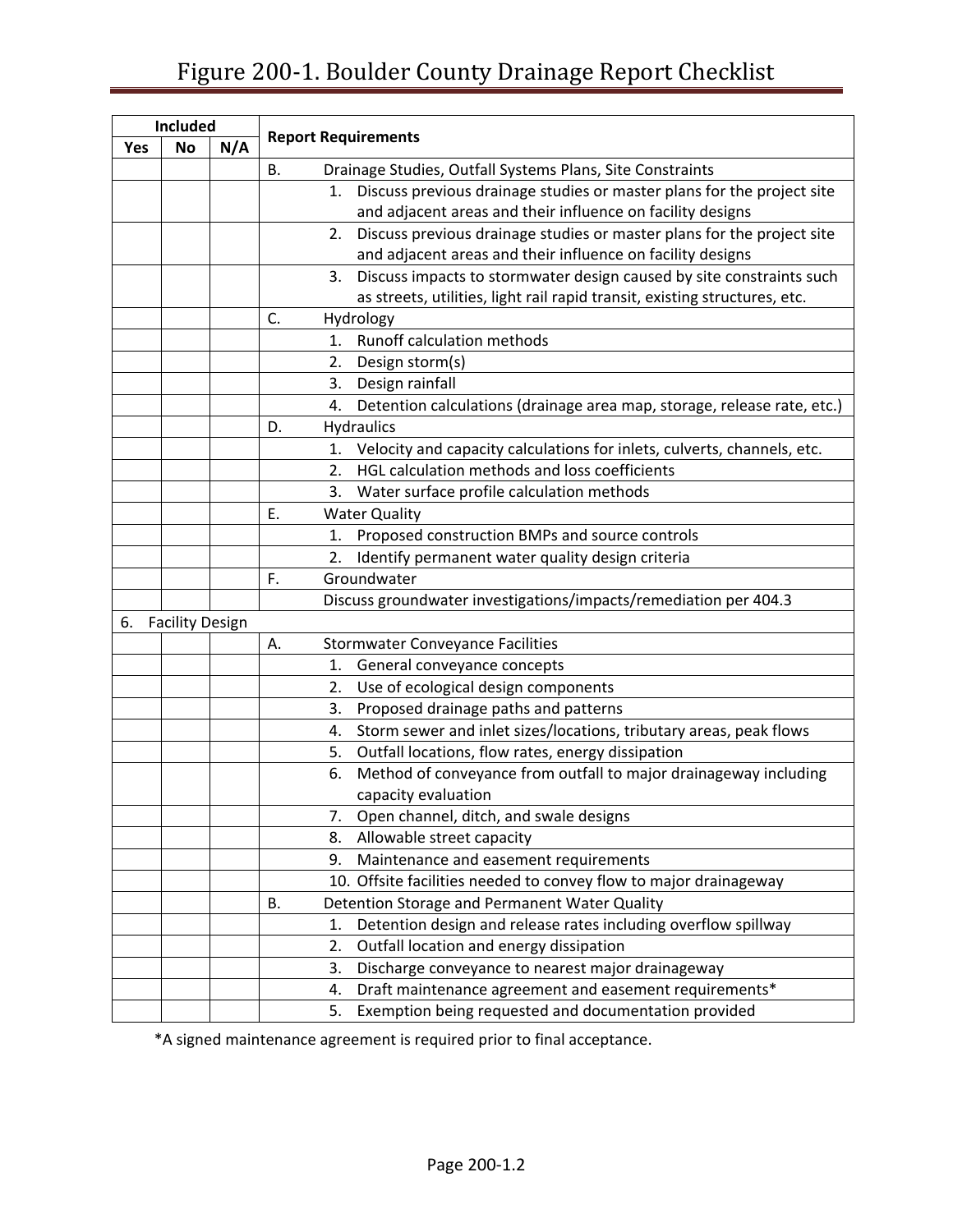# Figure 200-1. Boulder County Drainage Report Checklist

| Included | | | Report Requirements |
|---|---|---|---|
| Yes | No | N/A | |
| | | | B. Drainage Studies, Outfall Systems Plans, Site Constraints |
| | | | 1. Discuss previous drainage studies or master plans for the project site and adjacent areas and their influence on facility designs |
| | | | 2. Discuss previous drainage studies or master plans for the project site and adjacent areas and their influence on facility designs |
| | | | 3. Discuss impacts to stormwater design caused by site constraints such as streets, utilities, light rail rapid transit, existing structures, etc. |
| | | | C. Hydrology |
| | | | 1. Runoff calculation methods |
| | | | 2. Design storm(s) |
| | | | 3. Design rainfall |
| | | | 4. Detention calculations (drainage area map, storage, release rate, etc.) |
| | | | D. Hydraulics |
| | | | 1. Velocity and capacity calculations for inlets, culverts, channels, etc. |
| | | | 2. HGL calculation methods and loss coefficients |
| | | | 3. Water surface profile calculation methods |
| | | | E. Water Quality |
| | | | 1. Proposed construction BMPs and source controls |
| | | | 2. Identify permanent water quality design criteria |
| | | | F. Groundwater |
| | | | Discuss groundwater investigations/impacts/remediation per 404.3 |
| 6. Facility Design | | | |
| | | | A. Stormwater Conveyance Facilities |
| | | | 1. General conveyance concepts |
| | | | 2. Use of ecological design components |
| | | | 3. Proposed drainage paths and patterns |
| | | | 4. Storm sewer and inlet sizes/locations, tributary areas, peak flows |
| | | | 5. Outfall locations, flow rates, energy dissipation |
| | | | 6. Method of conveyance from outfall to major drainageway including capacity evaluation |
| | | | 7. Open channel, ditch, and swale designs |
| | | | 8. Allowable street capacity |
| | | | 9. Maintenance and easement requirements |
| | | | 10. Offsite facilities needed to convey flow to major drainageway |
| | | | B. Detention Storage and Permanent Water Quality |
| | | | 1. Detention design and release rates including overflow spillway |
| | | | 2. Outfall location and energy dissipation |
| | | | 3. Discharge conveyance to nearest major drainageway |
| | | | 4. Draft maintenance agreement and easement requirements* |
| | | | 5. Exemption being requested and documentation provided |

*A signed maintenance agreement is required prior to final acceptance.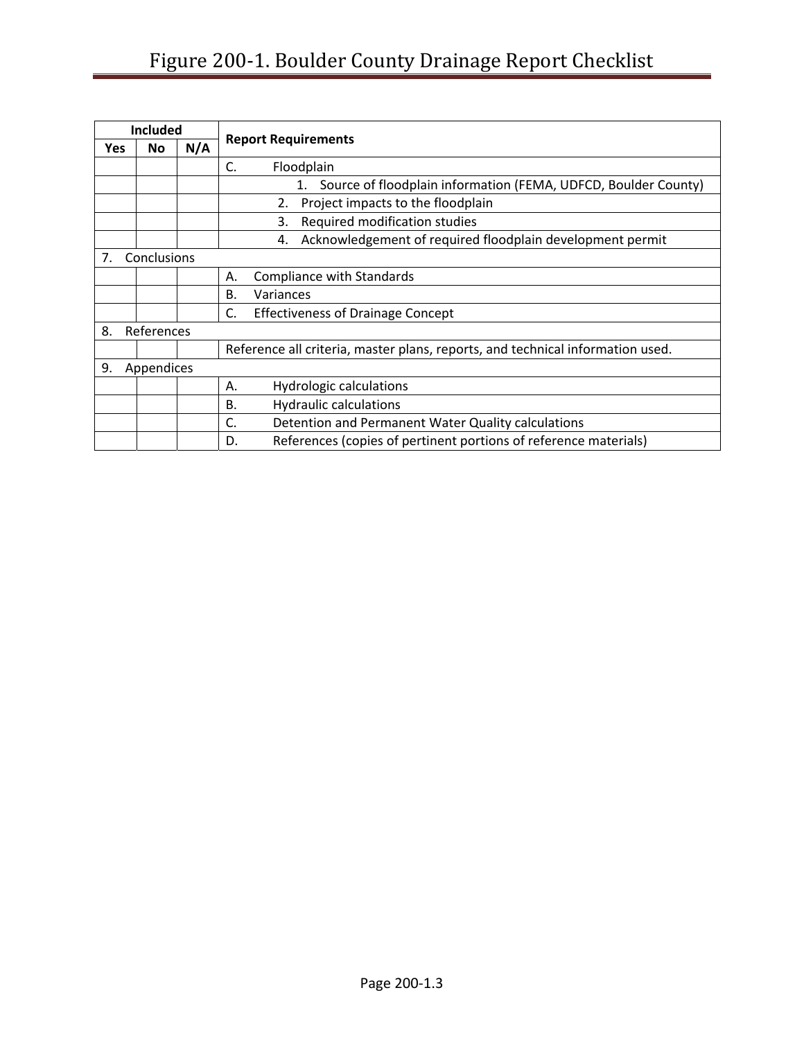# Figure 200-1. Boulder County Drainage Report Checklist

| Included | | | Report Requirements |
|---|---|---|---|
| Yes | No | N/A | |
| | | | C. Floodplain |
| | | | 1. Source of floodplain information (FEMA, UDFCD, Boulder County) |
| | | | 2. Project impacts to the floodplain |
| | | | 3. Required modification studies |
| | | | 4. Acknowledgement of required floodplain development permit |
| 7. Conclusions | | | |
| | | | A. Compliance with Standards |
| | | | B. Variances |
| | | | C. Effectiveness of Drainage Concept |
| 8. References | | | |
| | | | Reference all criteria, master plans, reports, and technical information used. |
| 9. Appendices | | | |
| | | | A. Hydrologic calculations |
| | | | B. Hydraulic calculations |
| | | | C. Detention and Permanent Water Quality calculations |
| | | | D. References (copies of pertinent portions of reference materials) |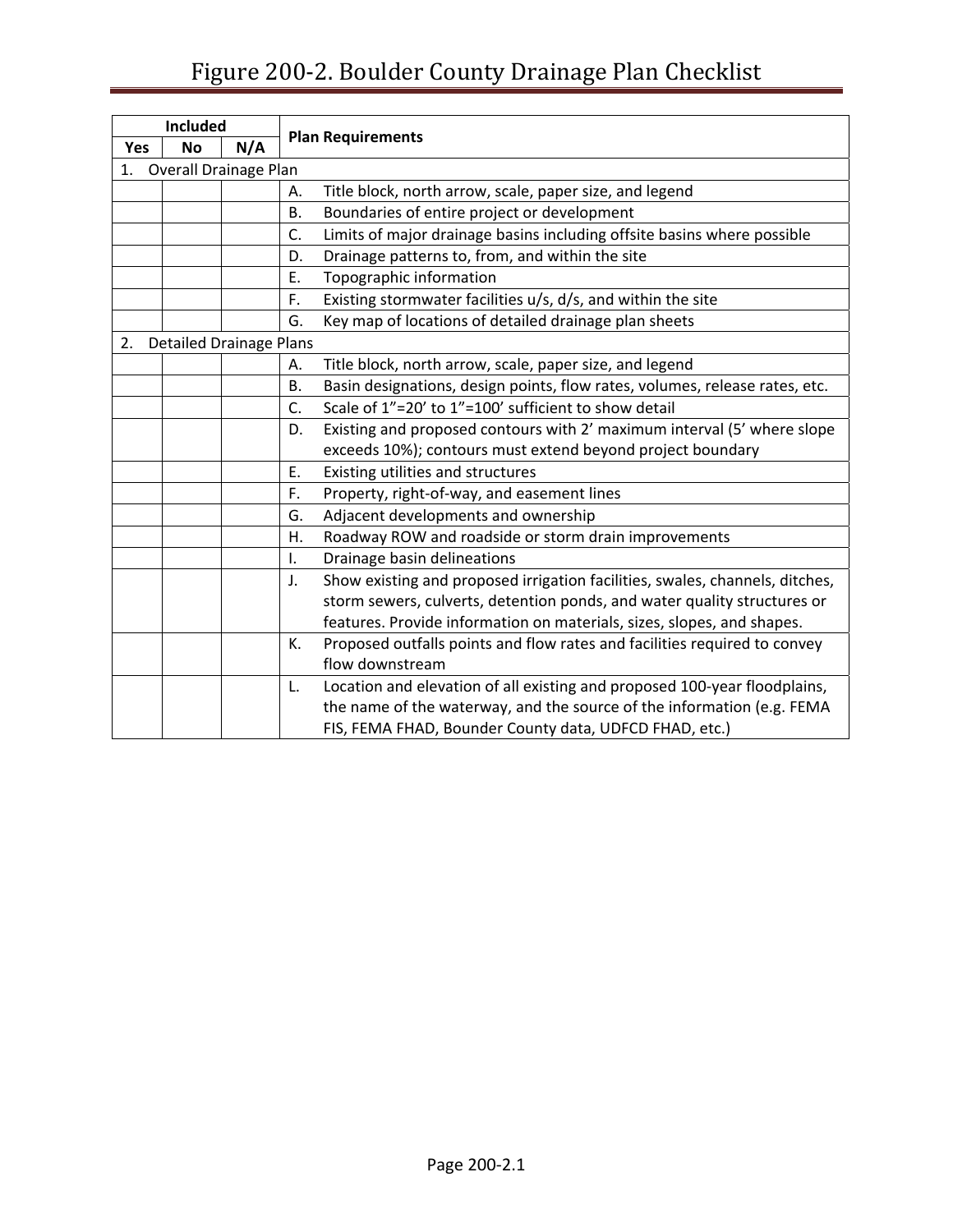# Figure 200-2. Boulder County Drainage Plan Checklist

| Included | | | Plan Requirements |
|---|---|---|---|
| Yes | No | N/A | |
| 1. Overall Drainage Plan | | | |
| | | | A. Title block, north arrow, scale, paper size, and legend |
| | | | B. Boundaries of entire project or development |
| | | | C. Limits of major drainage basins including offsite basins where possible |
| | | | D. Drainage patterns to, from, and within the site |
| | | | E. Topographic information |
| | | | F. Existing stormwater facilities u/s, d/s, and within the site |
| | | | G. Key map of locations of detailed drainage plan sheets |
| 2. Detailed Drainage Plans | | | |
| | | | A. Title block, north arrow, scale, paper size, and legend |
| | | | B. Basin designations, design points, flow rates, volumes, release rates, etc. |
| | | | C. Scale of 1"=20' to 1"=100' sufficient to show detail |
| | | | D. Existing and proposed contours with 2' maximum interval (5' where slope exceeds 10%); contours must extend beyond project boundary |
| | | | E. Existing utilities and structures |
| | | | F. Property, right-of-way, and easement lines |
| | | | G. Adjacent developments and ownership |
| | | | H. Roadway ROW and roadside or storm drain improvements |
| | | | I. Drainage basin delineations |
| | | | J. Show existing and proposed irrigation facilities, swales, channels, ditches, storm sewers, culverts, detention ponds, and water quality structures or features. Provide information on materials, sizes, slopes, and shapes. |
| | | | K. Proposed outfalls points and flow rates and facilities required to convey flow downstream |
| | | | L. Location and elevation of all existing and proposed 100-year floodplains, the name of the waterway, and the source of the information (e.g. FEMA FIS, FEMA FHAD, Bounder County data, UDFCD FHAD, etc.) |